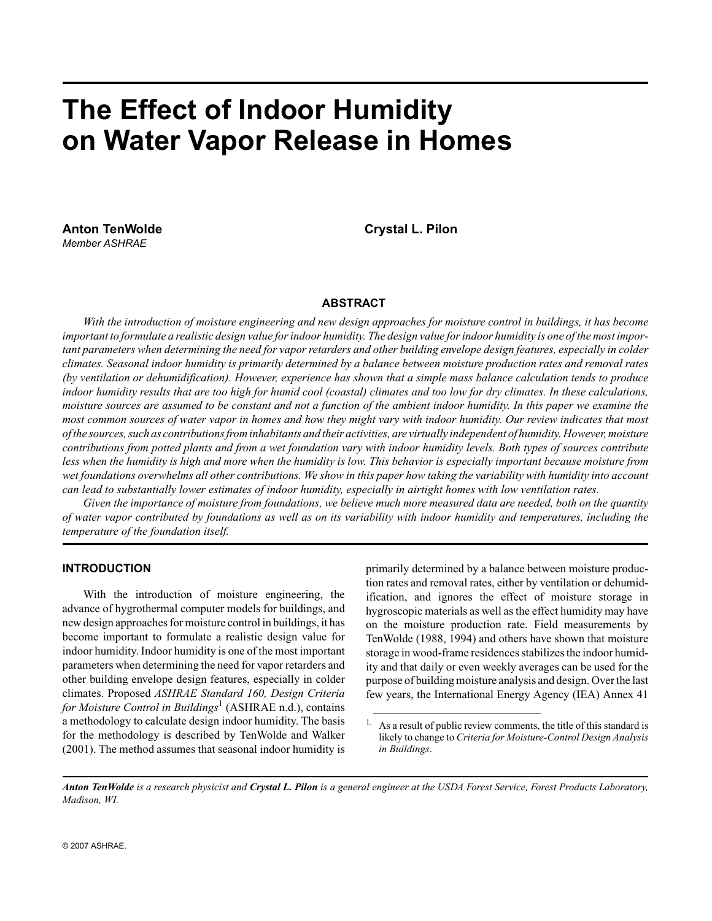# The Effect of Indoor Humidity on Water Vapor Release in Homes

**Anton TenWolde**
*Member ASHRAE*

**Crystal L. Pilon**

## ABSTRACT

*With the introduction of moisture engineering and new design approaches for moisture control in buildings, it has become important to formulate a realistic design value for indoor humidity. The design value for indoor humidity is one of the most important parameters when determining the need for vapor retarders and other building envelope design features, especially in colder climates. Seasonal indoor humidity is primarily determined by a balance between moisture production rates and removal rates (by ventilation or dehumidification). However, experience has shown that a simple mass balance calculation tends to produce indoor humidity results that are too high for humid cool (coastal) climates and too low for dry climates. In these calculations, moisture sources are assumed to be constant and not a function of the ambient indoor humidity. In this paper we examine the most common sources of water vapor in homes and how they might vary with indoor humidity. Our review indicates that most of the sources, such as contributions from inhabitants and their activities, are virtually independent of humidity. However, moisture contributions from potted plants and from a wet foundation vary with indoor humidity levels. Both types of sources contribute less when the humidity is high and more when the humidity is low. This behavior is especially important because moisture from wet foundations overwhelms all other contributions. We show in this paper how taking the variability with humidity into account can lead to substantially lower estimates of indoor humidity, especially in airtight homes with low ventilation rates.*

*Given the importance of moisture from foundations, we believe much more measured data are needed, both on the quantity of water vapor contributed by foundations as well as on its variability with indoor humidity and temperatures, including the temperature of the foundation itself.*

## INTRODUCTION

With the introduction of moisture engineering, the advance of hygrothermal computer models for buildings, and new design approaches for moisture control in buildings, it has become important to formulate a realistic design value for indoor humidity. Indoor humidity is one of the most important parameters when determining the need for vapor retarders and other building envelope design features, especially in colder climates. Proposed *ASHRAE Standard 160, Design Criteria for Moisture Control in Buildings*[1] (ASHRAE n.d.), contains a methodology to calculate design indoor humidity. The basis for the methodology is described by TenWolde and Walker (2001). The method assumes that seasonal indoor humidity is primarily determined by a balance between moisture production rates and removal rates, either by ventilation or dehumidification, and ignores the effect of moisture storage in hygroscopic materials as well as the effect humidity may have on the moisture production rate. Field measurements by TenWolde (1988, 1994) and others have shown that moisture storage in wood-frame residences stabilizes the indoor humidity and that daily or even weekly averages can be used for the purpose of building moisture analysis and design. Over the last few years, the International Energy Agency (IEA) Annex 41

[1] As a result of public review comments, the title of this standard is likely to change to *Criteria for Moisture-Control Design Analysis in Buildings*.

***Anton TenWolde** is a research physicist and **Crystal L. Pilon** is a general engineer at the USDA Forest Service, Forest Products Laboratory, Madison, WI.*

© 2007 ASHRAE.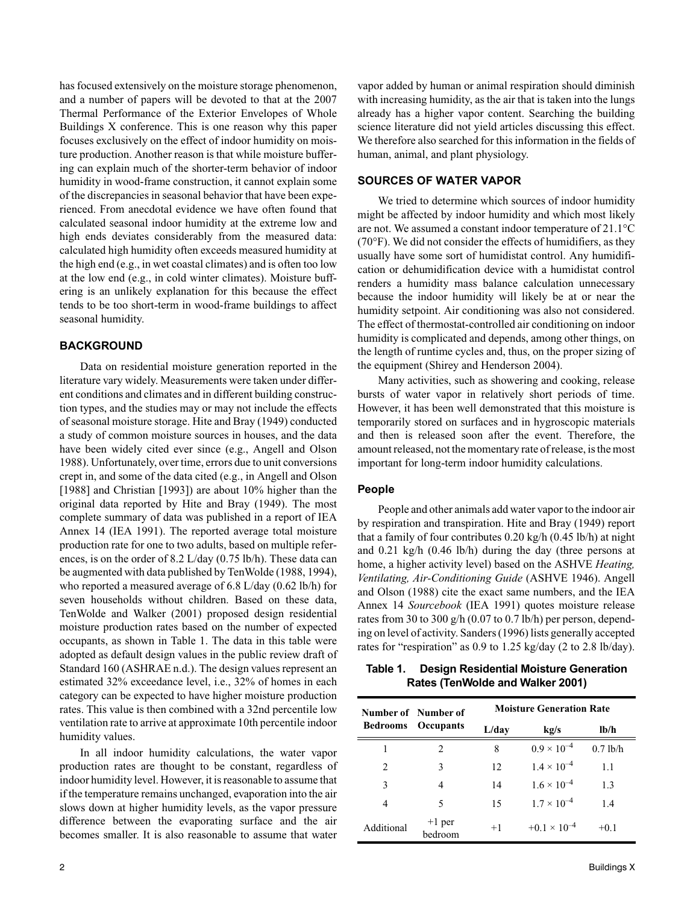has focused extensively on the moisture storage phenomenon, and a number of papers will be devoted to that at the 2007 Thermal Performance of the Exterior Envelopes of Whole Buildings X conference. This is one reason why this paper focuses exclusively on the effect of indoor humidity on moisture production. Another reason is that while moisture buffering can explain much of the shorter-term behavior of indoor humidity in wood-frame construction, it cannot explain some of the discrepancies in seasonal behavior that have been experienced. From anecdotal evidence we have often found that calculated seasonal indoor humidity at the extreme low and high ends deviates considerably from the measured data: calculated high humidity often exceeds measured humidity at the high end (e.g., in wet coastal climates) and is often too low at the low end (e.g., in cold winter climates). Moisture buffering is an unlikely explanation for this because the effect tends to be too short-term in wood-frame buildings to affect seasonal humidity.

## BACKGROUND

Data on residential moisture generation reported in the literature vary widely. Measurements were taken under different conditions and climates and in different building construction types, and the studies may or may not include the effects of seasonal moisture storage. Hite and Bray (1949) conducted a study of common moisture sources in houses, and the data have been widely cited ever since (e.g., Angell and Olson 1988). Unfortunately, over time, errors due to unit conversions crept in, and some of the data cited (e.g., in Angell and Olson [1988] and Christian [1993]) are about 10% higher than the original data reported by Hite and Bray (1949). The most complete summary of data was published in a report of IEA Annex 14 (IEA 1991). The reported average total moisture production rate for one to two adults, based on multiple references, is on the order of 8.2 L/day (0.75 lb/h). These data can be augmented with data published by TenWolde (1988, 1994), who reported a measured average of 6.8 L/day (0.62 lb/h) for seven households without children. Based on these data, TenWolde and Walker (2001) proposed design residential moisture production rates based on the number of expected occupants, as shown in Table 1. The data in this table were adopted as default design values in the public review draft of Standard 160 (ASHRAE n.d.). The design values represent an estimated 32% exceedance level, i.e., 32% of homes in each category can be expected to have higher moisture production rates. This value is then combined with a 32nd percentile low ventilation rate to arrive at approximate 10th percentile indoor humidity values.

In all indoor humidity calculations, the water vapor production rates are thought to be constant, regardless of indoor humidity level. However, it is reasonable to assume that if the temperature remains unchanged, evaporation into the air slows down at higher humidity levels, as the vapor pressure difference between the evaporating surface and the air becomes smaller. It is also reasonable to assume that water vapor added by human or animal respiration should diminish with increasing humidity, as the air that is taken into the lungs already has a higher vapor content. Searching the building science literature did not yield articles discussing this effect. We therefore also searched for this information in the fields of human, animal, and plant physiology.

## SOURCES OF WATER VAPOR

We tried to determine which sources of indoor humidity might be affected by indoor humidity and which most likely are not. We assumed a constant indoor temperature of 21.1°C (70°F). We did not consider the effects of humidifiers, as they usually have some sort of humidistat control. Any humidification or dehumidification device with a humidistat control renders a humidity mass balance calculation unnecessary because the indoor humidity will likely be at or near the humidity setpoint. Air conditioning was also not considered. The effect of thermostat-controlled air conditioning on indoor humidity is complicated and depends, among other things, on the length of runtime cycles and, thus, on the proper sizing of the equipment (Shirey and Henderson 2004).

Many activities, such as showering and cooking, release bursts of water vapor in relatively short periods of time. However, it has been well demonstrated that this moisture is temporarily stored on surfaces and in hygroscopic materials and then is released soon after the event. Therefore, the amount released, not the momentary rate of release, is the most important for long-term indoor humidity calculations.

### People

People and other animals add water vapor to the indoor air by respiration and transpiration. Hite and Bray (1949) report that a family of four contributes 0.20 kg/h (0.45 lb/h) at night and 0.21 kg/h (0.46 lb/h) during the day (three persons at home, a higher activity level) based on the ASHVE *Heating, Ventilating, Air-Conditioning Guide* (ASHVE 1946). Angell and Olson (1988) cite the exact same numbers, and the IEA Annex 14 *Sourcebook* (IEA 1991) quotes moisture release rates from 30 to 300 g/h (0.07 to 0.7 lb/h) per person, depending on level of activity. Sanders (1996) lists generally accepted rates for "respiration" as 0.9 to 1.25 kg/day (2 to 2.8 lb/day).

**Table 1. Design Residential Moisture Generation Rates (TenWolde and Walker 2001)**

| Number of Bedrooms | Number of Occupants | Moisture Generation Rate | | |
|---|---|---|---|---|
| | | L/day | kg/s | lb/h |
| 1 | 2 | 8 | $0.9 \times 10^{-4}$ | 0.7 lb/h |
| 2 | 3 | 12 | $1.4 \times 10^{-4}$ | 1.1 |
| 3 | 4 | 14 | $1.6 \times 10^{-4}$ | 1.3 |
| 4 | 5 | 15 | $1.7 \times 10^{-4}$ | 1.4 |
| Additional | +1 per bedroom | +1 | $+0.1 \times 10^{-4}$ | +0.1 |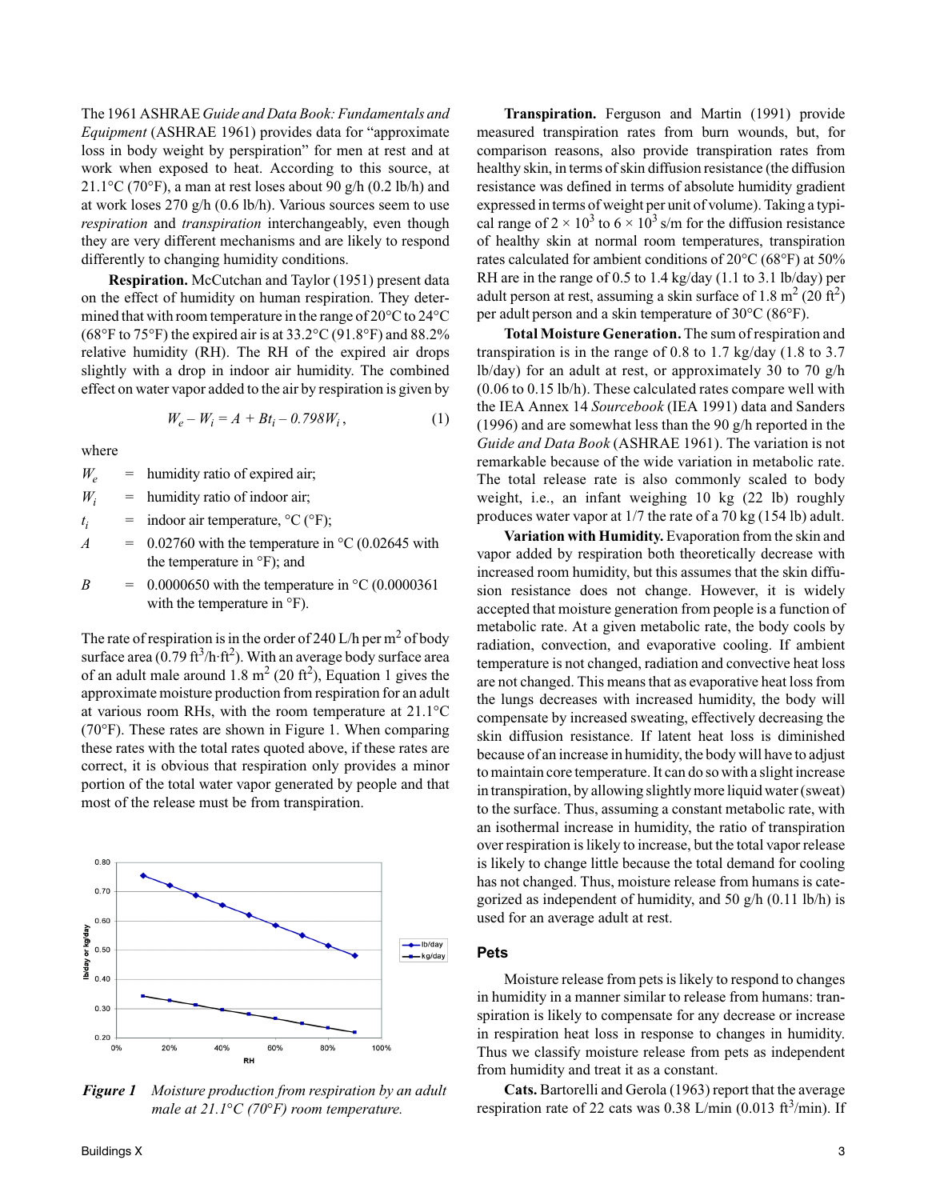The 1961 ASHRAE *Guide and Data Book: Fundamentals and Equipment* (ASHRAE 1961) provides data for "approximate loss in body weight by perspiration" for men at rest and at work when exposed to heat. According to this source, at 21.1°C (70°F), a man at rest loses about 90 g/h (0.2 lb/h) and at work loses 270 g/h (0.6 lb/h). Various sources seem to use *respiration* and *transpiration* interchangeably, even though they are very different mechanisms and are likely to respond differently to changing humidity conditions.

**Respiration.** McCutchan and Taylor (1951) present data on the effect of humidity on human respiration. They determined that with room temperature in the range of 20°C to 24°C (68°F to 75°F) the expired air is at 33.2°C (91.8°F) and 88.2% relative humidity (RH). The RH of the expired air drops slightly with a drop in indoor air humidity. The combined effect on water vapor added to the air by respiration is given by

$$W_e - W_i = A + Bt_i - 0.798W_i \,, \tag{1}$$

where

- $W_e$ = humidity ratio of expired air;
- $W_i$ = humidity ratio of indoor air;
- $t_i$ = indoor air temperature, °C (°F);
- $A$ = 0.02760 with the temperature in °C (0.02645 with the temperature in °F); and
- $B$ = 0.0000650 with the temperature in °C (0.0000361 with the temperature in °F).

The rate of respiration is in the order of 240 L/h per m$^2$ of body surface area (0.79 ft$^3$/h·ft$^2$). With an average body surface area of an adult male around 1.8 m$^2$ (20 ft$^2$), Equation 1 gives the approximate moisture production from respiration for an adult at various room RHs, with the room temperature at 21.1°C (70°F). These rates are shown in Figure 1. When comparing these rates with the total rates quoted above, if these rates are correct, it is obvious that respiration only provides a minor portion of the total water vapor generated by people and that most of the release must be from transpiration.

***Figure 1*** *Moisture production from respiration by an adult male at 21.1°C (70°F) room temperature.*

**Transpiration.** Ferguson and Martin (1991) provide measured transpiration rates from burn wounds, but, for comparison reasons, also provide transpiration rates from healthy skin, in terms of skin diffusion resistance (the diffusion resistance was defined in terms of absolute humidity gradient expressed in terms of weight per unit of volume). Taking a typical range of $2 \times 10^3$ to $6 \times 10^3$ s/m for the diffusion resistance of healthy skin at normal room temperatures, transpiration rates calculated for ambient conditions of 20°C (68°F) at 50% RH are in the range of 0.5 to 1.4 kg/day (1.1 to 3.1 lb/day) per adult person at rest, assuming a skin surface of 1.8 m$^2$ (20 ft$^2$) per adult person and a skin temperature of 30°C (86°F).

**Total Moisture Generation.** The sum of respiration and transpiration is in the range of 0.8 to 1.7 kg/day (1.8 to 3.7 lb/day) for an adult at rest, or approximately 30 to 70 g/h (0.06 to 0.15 lb/h). These calculated rates compare well with the IEA Annex 14 *Sourcebook* (IEA 1991) data and Sanders (1996) and are somewhat less than the 90 g/h reported in the *Guide and Data Book* (ASHRAE 1961). The variation is not remarkable because of the wide variation in metabolic rate. The total release rate is also commonly scaled to body weight, i.e., an infant weighing 10 kg (22 lb) roughly produces water vapor at 1/7 the rate of a 70 kg (154 lb) adult.

**Variation with Humidity.** Evaporation from the skin and vapor added by respiration both theoretically decrease with increased room humidity, but this assumes that the skin diffusion resistance does not change. However, it is widely accepted that moisture generation from people is a function of metabolic rate. At a given metabolic rate, the body cools by radiation, convection, and evaporative cooling. If ambient temperature is not changed, radiation and convective heat loss are not changed. This means that as evaporative heat loss from the lungs decreases with increased humidity, the body will compensate by increased sweating, effectively decreasing the skin diffusion resistance. If latent heat loss is diminished because of an increase in humidity, the body will have to adjust to maintain core temperature. It can do so with a slight increase in transpiration, by allowing slightly more liquid water (sweat) to the surface. Thus, assuming a constant metabolic rate, with an isothermal increase in humidity, the ratio of transpiration over respiration is likely to increase, but the total vapor release is likely to change little because the total demand for cooling has not changed. Thus, moisture release from humans is categorized as independent of humidity, and 50 g/h (0.11 lb/h) is used for an average adult at rest.

## Pets

Moisture release from pets is likely to respond to changes in humidity in a manner similar to release from humans: transpiration is likely to compensate for any decrease or increase in respiration heat loss in response to changes in humidity. Thus we classify moisture release from pets as independent from humidity and treat it as a constant.

**Cats.** Bartorelli and Gerola (1963) report that the average respiration rate of 22 cats was 0.38 L/min (0.013 ft$^3$/min). If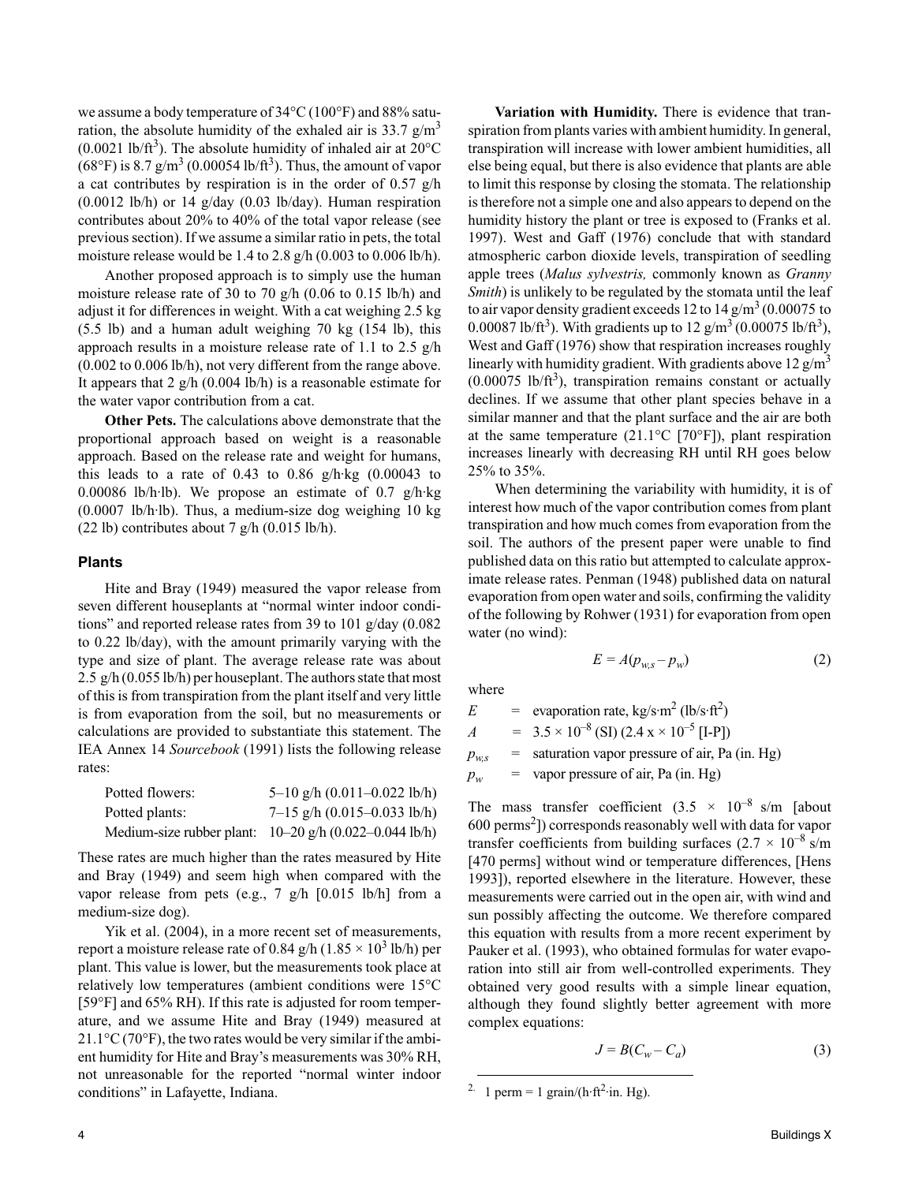we assume a body temperature of 34°C (100°F) and 88% saturation, the absolute humidity of the exhaled air is 33.7 g/m$^3$ (0.0021 lb/ft$^3$). The absolute humidity of inhaled air at 20°C (68°F) is 8.7 g/m$^3$ (0.00054 lb/ft$^3$). Thus, the amount of vapor a cat contributes by respiration is in the order of 0.57 g/h (0.0012 lb/h) or 14 g/day (0.03 lb/day). Human respiration contributes about 20% to 40% of the total vapor release (see previous section). If we assume a similar ratio in pets, the total moisture release would be 1.4 to 2.8 g/h (0.003 to 0.006 lb/h).

Another proposed approach is to simply use the human moisture release rate of 30 to 70 g/h (0.06 to 0.15 lb/h) and adjust it for differences in weight. With a cat weighing 2.5 kg (5.5 lb) and a human adult weighing 70 kg (154 lb), this approach results in a moisture release rate of 1.1 to 2.5 g/h (0.002 to 0.006 lb/h), not very different from the range above. It appears that 2 g/h (0.004 lb/h) is a reasonable estimate for the water vapor contribution from a cat.

**Other Pets.** The calculations above demonstrate that the proportional approach based on weight is a reasonable approach. Based on the release rate and weight for humans, this leads to a rate of 0.43 to 0.86 g/h·kg (0.00043 to 0.00086 lb/h·lb). We propose an estimate of 0.7 g/h·kg (0.0007 lb/h·lb). Thus, a medium-size dog weighing 10 kg (22 lb) contributes about 7 g/h (0.015 lb/h).

## Plants

Hite and Bray (1949) measured the vapor release from seven different houseplants at "normal winter indoor conditions" and reported release rates from 39 to 101 g/day (0.082 to 0.22 lb/day), with the amount primarily varying with the type and size of plant. The average release rate was about 2.5 g/h (0.055 lb/h) per houseplant. The authors state that most of this is from transpiration from the plant itself and very little is from evaporation from the soil, but no measurements or calculations are provided to substantiate this statement. The IEA Annex 14 *Sourcebook* (1991) lists the following release rates:

| | |
|---|---|
| Potted flowers: | 5–10 g/h (0.011–0.022 lb/h) |
| Potted plants: | 7–15 g/h (0.015–0.033 lb/h) |
| Medium-size rubber plant: | 10–20 g/h (0.022–0.044 lb/h) |

These rates are much higher than the rates measured by Hite and Bray (1949) and seem high when compared with the vapor release from pets (e.g., 7 g/h [0.015 lb/h] from a medium-size dog).

Yik et al. (2004), in a more recent set of measurements, report a moisture release rate of 0.84 g/h (1.85 × 10$^3$ lb/h) per plant. This value is lower, but the measurements took place at relatively low temperatures (ambient conditions were 15°C [59°F] and 65% RH). If this rate is adjusted for room temperature, and we assume Hite and Bray (1949) measured at 21.1°C (70°F), the two rates would be very similar if the ambient humidity for Hite and Bray's measurements was 30% RH, not unreasonable for the reported "normal winter indoor conditions" in Lafayette, Indiana.

**Variation with Humidity.** There is evidence that transpiration from plants varies with ambient humidity. In general, transpiration will increase with lower ambient humidities, all else being equal, but there is also evidence that plants are able to limit this response by closing the stomata. The relationship is therefore not a simple one and also appears to depend on the humidity history the plant or tree is exposed to (Franks et al. 1997). West and Gaff (1976) conclude that with standard atmospheric carbon dioxide levels, transpiration of seedling apple trees (*Malus sylvestris,* commonly known as *Granny Smith*) is unlikely to be regulated by the stomata until the leaf to air vapor density gradient exceeds 12 to 14 g/m$^3$ (0.00075 to 0.00087 lb/ft$^3$). With gradients up to 12 g/m$^3$ (0.00075 lb/ft$^3$), West and Gaff (1976) show that respiration increases roughly linearly with humidity gradient. With gradients above 12 g/m$^3$ (0.00075 lb/ft$^3$), transpiration remains constant or actually declines. If we assume that other plant species behave in a similar manner and that the plant surface and the air are both at the same temperature (21.1°C [70°F]), plant respiration increases linearly with decreasing RH until RH goes below 25% to 35%.

When determining the variability with humidity, it is of interest how much of the vapor contribution comes from plant transpiration and how much comes from evaporation from the soil. The authors of the present paper were unable to find published data on this ratio but attempted to calculate approximate release rates. Penman (1948) published data on natural evaporation from open water and soils, confirming the validity of the following by Rohwer (1931) for evaporation from open water (no wind):

$$E = A(p_{w,s} - p_w) \tag{2}$$

where

$E$ = evaporation rate, kg/s·m$^2$ (lb/s·ft$^2$)
$A$ = $3.5 \times 10^{-8}$ (SI) ($2.4 \times \times 10^{-5}$ [I-P])
$p_{w,s}$ = saturation vapor pressure of air, Pa (in. Hg)
$p_w$ = vapor pressure of air, Pa (in. Hg)

The mass transfer coefficient ($3.5 \times 10^{-8}$ s/m [about 600 perms[2]]) corresponds reasonably well with data for vapor transfer coefficients from building surfaces ($2.7 \times 10^{-8}$ s/m [470 perms] without wind or temperature differences, [Hens 1993]), reported elsewhere in the literature. However, these measurements were carried out in the open air, with wind and sun possibly affecting the outcome. We therefore compared this equation with results from a more recent experiment by Pauker et al. (1993), who obtained formulas for water evaporation into still air from well-controlled experiments. They obtained very good results with a simple linear equation, although they found slightly better agreement with more complex equations:

$$J = B(C_w - C_a) \tag{3}$$

[2] 1 perm = 1 grain/(h·ft$^2$·in. Hg).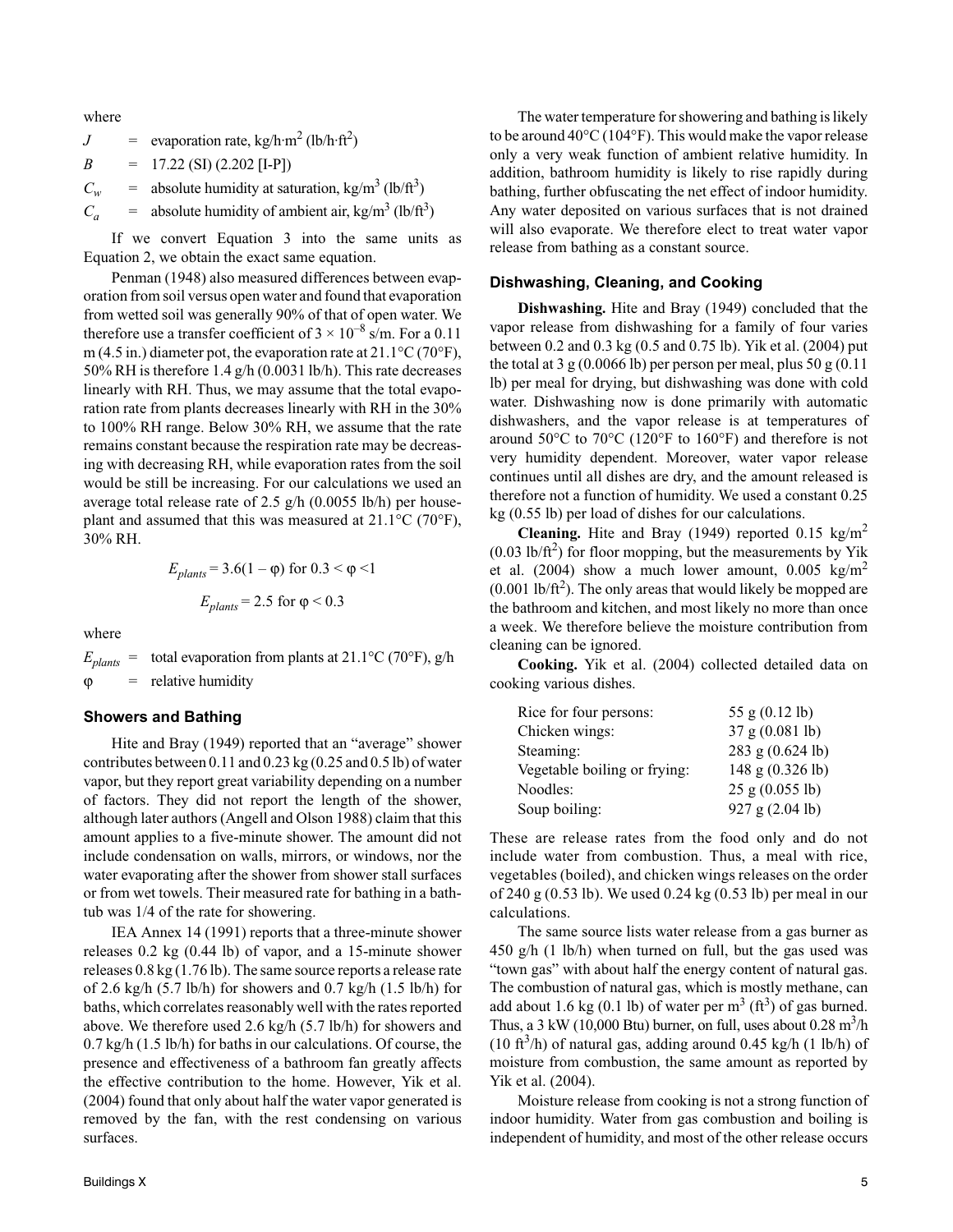where

$J$ = evaporation rate, kg/h·m$^2$ (lb/h·ft$^2$)

$B$ = 17.22 (SI) (2.202 [I-P])

$C_w$ = absolute humidity at saturation, kg/m$^3$ (lb/ft$^3$)

$C_a$ = absolute humidity of ambient air, kg/m$^3$ (lb/ft$^3$)

If we convert Equation 3 into the same units as Equation 2, we obtain the exact same equation.

Penman (1948) also measured differences between evaporation from soil versus open water and found that evaporation from wetted soil was generally 90% of that of open water. We therefore use a transfer coefficient of $3 \times 10^{-8}$ s/m. For a 0.11 m (4.5 in.) diameter pot, the evaporation rate at 21.1°C (70°F), 50% RH is therefore 1.4 g/h (0.0031 lb/h). This rate decreases linearly with RH. Thus, we may assume that the total evaporation rate from plants decreases linearly with RH in the 30% to 100% RH range. Below 30% RH, we assume that the rate remains constant because the respiration rate may be decreasing with decreasing RH, while evaporation rates from the soil would be still be increasing. For our calculations we used an average total release rate of 2.5 g/h (0.0055 lb/h) per houseplant and assumed that this was measured at 21.1°C (70°F), 30% RH.

$$E_{plants} = 3.6(1 - \varphi) \text{ for } 0.3 < \varphi < 1$$

$$E_{plants} = 2.5 \text{ for } \varphi < 0.3$$

where

$E_{plants}$ = total evaporation from plants at 21.1°C (70°F), g/h

$\varphi$ = relative humidity

### Showers and Bathing

Hite and Bray (1949) reported that an "average" shower contributes between 0.11 and 0.23 kg (0.25 and 0.5 lb) of water vapor, but they report great variability depending on a number of factors. They did not report the length of the shower, although later authors (Angell and Olson 1988) claim that this amount applies to a five-minute shower. The amount did not include condensation on walls, mirrors, or windows, nor the water evaporating after the shower from shower stall surfaces or from wet towels. Their measured rate for bathing in a bathtub was 1/4 of the rate for showering.

IEA Annex 14 (1991) reports that a three-minute shower releases 0.2 kg (0.44 lb) of vapor, and a 15-minute shower releases 0.8 kg (1.76 lb). The same source reports a release rate of 2.6 kg/h (5.7 lb/h) for showers and 0.7 kg/h (1.5 lb/h) for baths, which correlates reasonably well with the rates reported above. We therefore used 2.6 kg/h (5.7 lb/h) for showers and 0.7 kg/h (1.5 lb/h) for baths in our calculations. Of course, the presence and effectiveness of a bathroom fan greatly affects the effective contribution to the home. However, Yik et al. (2004) found that only about half the water vapor generated is removed by the fan, with the rest condensing on various surfaces.

The water temperature for showering and bathing is likely to be around 40°C (104°F). This would make the vapor release only a very weak function of ambient relative humidity. In addition, bathroom humidity is likely to rise rapidly during bathing, further obfuscating the net effect of indoor humidity. Any water deposited on various surfaces that is not drained will also evaporate. We therefore elect to treat water vapor release from bathing as a constant source.

### Dishwashing, Cleaning, and Cooking

**Dishwashing.** Hite and Bray (1949) concluded that the vapor release from dishwashing for a family of four varies between 0.2 and 0.3 kg (0.5 and 0.75 lb). Yik et al. (2004) put the total at 3 g (0.0066 lb) per person per meal, plus 50 g (0.11 lb) per meal for drying, but dishwashing was done with cold water. Dishwashing now is done primarily with automatic dishwashers, and the vapor release is at temperatures of around 50°C to 70°C (120°F to 160°F) and therefore is not very humidity dependent. Moreover, water vapor release continues until all dishes are dry, and the amount released is therefore not a function of humidity. We used a constant 0.25 kg (0.55 lb) per load of dishes for our calculations.

**Cleaning.** Hite and Bray (1949) reported 0.15 kg/m$^2$ (0.03 lb/ft$^2$) for floor mopping, but the measurements by Yik et al. (2004) show a much lower amount, 0.005 kg/m$^2$ (0.001 lb/ft$^2$). The only areas that would likely be mopped are the bathroom and kitchen, and most likely no more than once a week. We therefore believe the moisture contribution from cleaning can be ignored.

**Cooking.** Yik et al. (2004) collected detailed data on cooking various dishes.

| | |
|---|---|
| Rice for four persons: | 55 g (0.12 lb) |
| Chicken wings: | 37 g (0.081 lb) |
| Steaming: | 283 g (0.624 lb) |
| Vegetable boiling or frying: | 148 g (0.326 lb) |
| Noodles: | 25 g (0.055 lb) |
| Soup boiling: | 927 g (2.04 lb) |

These are release rates from the food only and do not include water from combustion. Thus, a meal with rice, vegetables (boiled), and chicken wings releases on the order of 240 g (0.53 lb). We used 0.24 kg (0.53 lb) per meal in our calculations.

The same source lists water release from a gas burner as 450 g/h (1 lb/h) when turned on full, but the gas used was "town gas" with about half the energy content of natural gas. The combustion of natural gas, which is mostly methane, can add about 1.6 kg (0.1 lb) of water per m$^3$ (ft$^3$) of gas burned. Thus, a 3 kW (10,000 Btu) burner, on full, uses about 0.28 m$^3$/h (10 ft$^3$/h) of natural gas, adding around 0.45 kg/h (1 lb/h) of moisture from combustion, the same amount as reported by Yik et al. (2004).

Moisture release from cooking is not a strong function of indoor humidity. Water from gas combustion and boiling is independent of humidity, and most of the other release occurs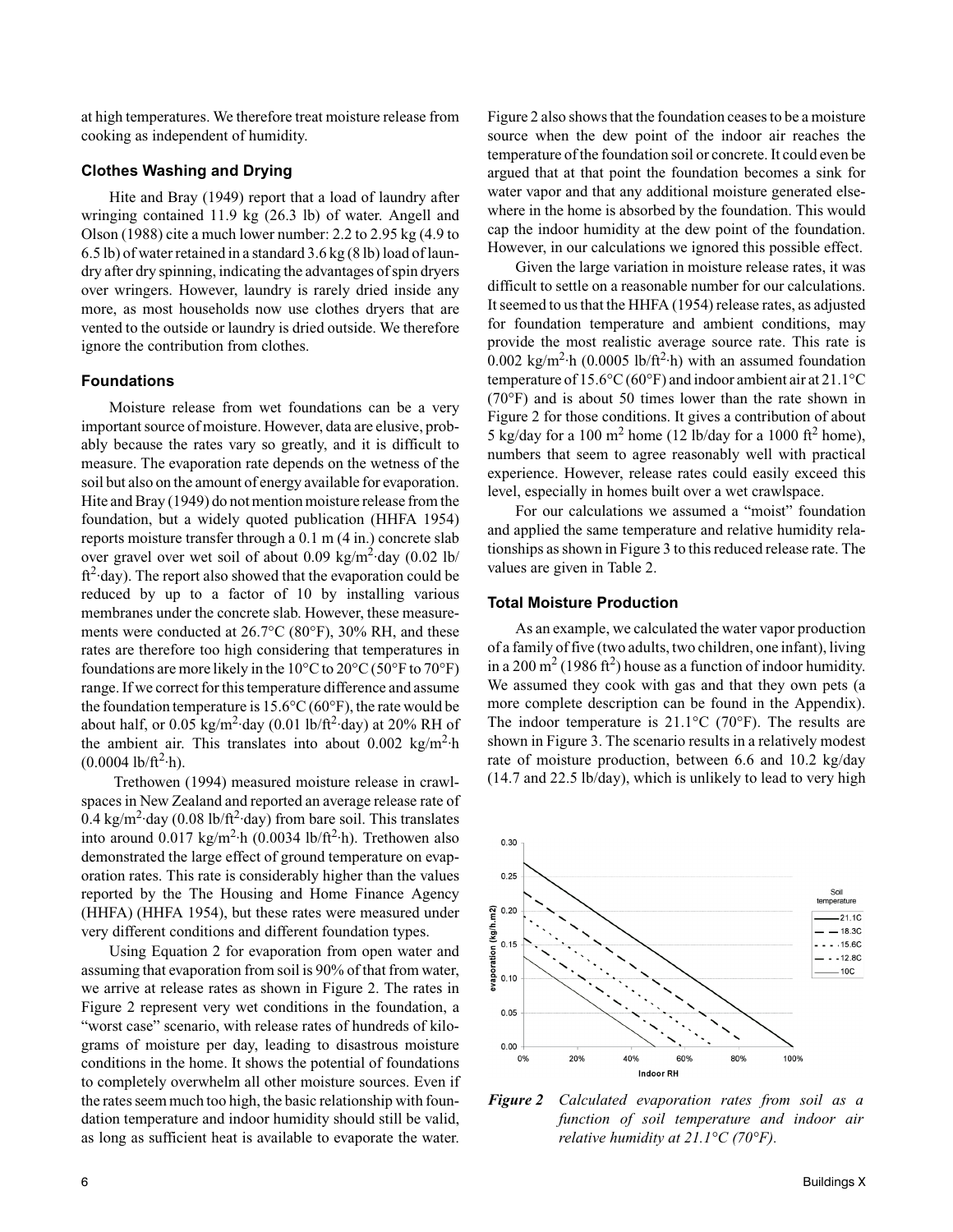at high temperatures. We therefore treat moisture release from cooking as independent of humidity.

### Clothes Washing and Drying

Hite and Bray (1949) report that a load of laundry after wringing contained 11.9 kg (26.3 lb) of water. Angell and Olson (1988) cite a much lower number: 2.2 to 2.95 kg (4.9 to 6.5 lb) of water retained in a standard 3.6 kg (8 lb) load of laundry after dry spinning, indicating the advantages of spin dryers over wringers. However, laundry is rarely dried inside any more, as most households now use clothes dryers that are vented to the outside or laundry is dried outside. We therefore ignore the contribution from clothes.

### Foundations

Moisture release from wet foundations can be a very important source of moisture. However, data are elusive, probably because the rates vary so greatly, and it is difficult to measure. The evaporation rate depends on the wetness of the soil but also on the amount of energy available for evaporation. Hite and Bray (1949) do not mention moisture release from the foundation, but a widely quoted publication (HHFA 1954) reports moisture transfer through a 0.1 m (4 in.) concrete slab over gravel over wet soil of about 0.09 $kg/m^2 \cdot day$ (0.02 $lb/ft^2 \cdot day$). The report also showed that the evaporation could be reduced by up to a factor of 10 by installing various membranes under the concrete slab. However, these measurements were conducted at 26.7°C (80°F), 30% RH, and these rates are therefore too high considering that temperatures in foundations are more likely in the 10°C to 20°C (50°F to 70°F) range. If we correct for this temperature difference and assume the foundation temperature is 15.6°C (60°F), the rate would be about half, or 0.05 $kg/m^2 \cdot day$ (0.01 $lb/ft^2 \cdot day$) at 20% RH of the ambient air. This translates into about 0.002 $kg/m^2 \cdot h$ (0.0004 $lb/ft^2 \cdot h$).

Trethowen (1994) measured moisture release in crawlspaces in New Zealand and reported an average release rate of 0.4 $kg/m^2 \cdot day$ (0.08 $lb/ft^2 \cdot day$) from bare soil. This translates into around 0.017 $kg/m^2 \cdot h$ (0.0034 $lb/ft^2 \cdot h$). Trethowen also demonstrated the large effect of ground temperature on evaporation rates. This rate is considerably higher than the values reported by the The Housing and Home Finance Agency (HHFA) (HHFA 1954), but these rates were measured under very different conditions and different foundation types.

Using Equation 2 for evaporation from open water and assuming that evaporation from soil is 90% of that from water, we arrive at release rates as shown in Figure 2. The rates in Figure 2 represent very wet conditions in the foundation, a "worst case" scenario, with release rates of hundreds of kilograms of moisture per day, leading to disastrous moisture conditions in the home. It shows the potential of foundations to completely overwhelm all other moisture sources. Even if the rates seem much too high, the basic relationship with foundation temperature and indoor humidity should still be valid, as long as sufficient heat is available to evaporate the water.

Figure 2 also shows that the foundation ceases to be a moisture source when the dew point of the indoor air reaches the temperature of the foundation soil or concrete. It could even be argued that at that point the foundation becomes a sink for water vapor and that any additional moisture generated elsewhere in the home is absorbed by the foundation. This would cap the indoor humidity at the dew point of the foundation. However, in our calculations we ignored this possible effect.

Given the large variation in moisture release rates, it was difficult to settle on a reasonable number for our calculations. It seemed to us that the HHFA (1954) release rates, as adjusted for foundation temperature and ambient conditions, may provide the most realistic average source rate. This rate is 0.002 $kg/m^2 \cdot h$ (0.0005 $lb/ft^2 \cdot h$) with an assumed foundation temperature of 15.6°C (60°F) and indoor ambient air at 21.1°C (70°F) and is about 50 times lower than the rate shown in Figure 2 for those conditions. It gives a contribution of about 5 kg/day for a 100 $m^2$ home (12 lb/day for a 1000 $ft^2$ home), numbers that seem to agree reasonably well with practical experience. However, release rates could easily exceed this level, especially in homes built over a wet crawlspace.

For our calculations we assumed a "moist" foundation and applied the same temperature and relative humidity relationships as shown in Figure 3 to this reduced release rate. The values are given in Table 2.

### Total Moisture Production

As an example, we calculated the water vapor production of a family of five (two adults, two children, one infant), living in a 200 $m^2$ (1986 $ft^2$) house as a function of indoor humidity. We assumed they cook with gas and that they own pets (a more complete description can be found in the Appendix). The indoor temperature is 21.1°C (70°F). The results are shown in Figure 3. The scenario results in a relatively modest rate of moisture production, between 6.6 and 10.2 kg/day (14.7 and 22.5 lb/day), which is unlikely to lead to very high

***Figure 2*** *Calculated evaporation rates from soil as a function of soil temperature and indoor air relative humidity at 21.1°C (70°F).*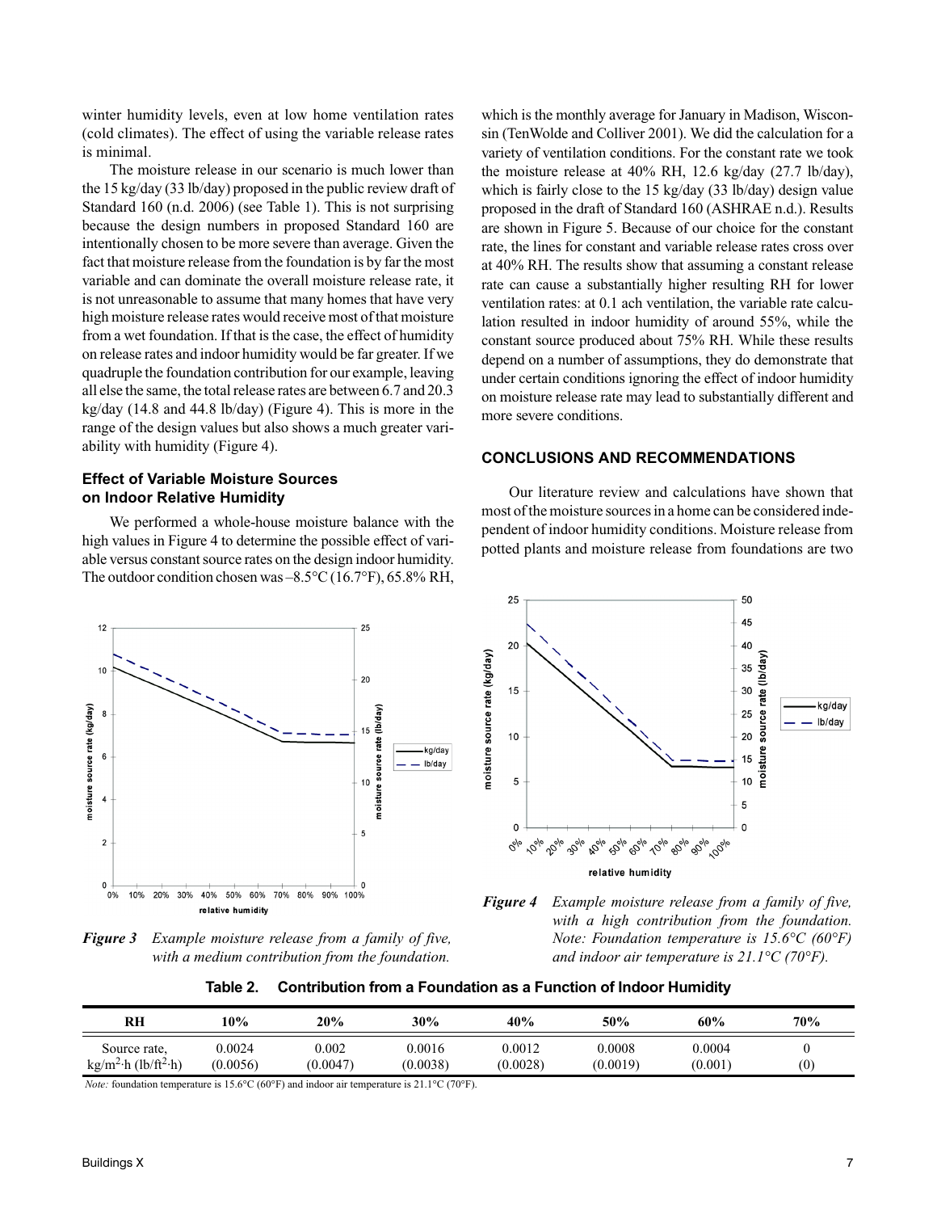winter humidity levels, even at low home ventilation rates (cold climates). The effect of using the variable release rates is minimal.

The moisture release in our scenario is much lower than the 15 kg/day (33 lb/day) proposed in the public review draft of Standard 160 (n.d. 2006) (see Table 1). This is not surprising because the design numbers in proposed Standard 160 are intentionally chosen to be more severe than average. Given the fact that moisture release from the foundation is by far the most variable and can dominate the overall moisture release rate, it is not unreasonable to assume that many homes that have very high moisture release rates would receive most of that moisture from a wet foundation. If that is the case, the effect of humidity on release rates and indoor humidity would be far greater. If we quadruple the foundation contribution for our example, leaving all else the same, the total release rates are between 6.7 and 20.3 kg/day (14.8 and 44.8 lb/day) (Figure 4). This is more in the range of the design values but also shows a much greater variability with humidity (Figure 4).

### Effect of Variable Moisture Sources on Indoor Relative Humidity

We performed a whole-house moisture balance with the high values in Figure 4 to determine the possible effect of variable versus constant source rates on the design indoor humidity. The outdoor condition chosen was –8.5°C (16.7°F), 65.8% RH, which is the monthly average for January in Madison, Wisconsin (TenWolde and Colliver 2001). We did the calculation for a variety of ventilation conditions. For the constant rate we took the moisture release at 40% RH, 12.6 kg/day (27.7 lb/day), which is fairly close to the 15 kg/day (33 lb/day) design value proposed in the draft of Standard 160 (ASHRAE n.d.). Results are shown in Figure 5. Because of our choice for the constant rate, the lines for constant and variable release rates cross over at 40% RH. The results show that assuming a constant release rate can cause a substantially higher resulting RH for lower ventilation rates: at 0.1 ach ventilation, the variable rate calculation resulted in indoor humidity of around 55%, while the constant source produced about 75% RH. While these results depend on a number of assumptions, they do demonstrate that under certain conditions ignoring the effect of indoor humidity on moisture release rate may lead to substantially different and more severe conditions.

## CONCLUSIONS AND RECOMMENDATIONS

Our literature review and calculations have shown that most of the moisture sources in a home can be considered independent of indoor humidity conditions. Moisture release from potted plants and moisture release from foundations are two

***Figure 3*** *Example moisture release from a family of five, with a medium contribution from the foundation.*

***Figure 4*** *Example moisture release from a family of five, with a high contribution from the foundation. Note: Foundation temperature is 15.6°C (60°F) and indoor air temperature is 21.1°C (70°F).*

**Table 2. Contribution from a Foundation as a Function of Indoor Humidity**

| RH | 10% | 20% | 30% | 40% | 50% | 60% | 70% |
|---|---|---|---|---|---|---|---|
| Source rate, $kg/m^2 \cdot h$ ($lb/ft^2 \cdot h$) | 0.0024 (0.0056) | 0.002 (0.0047) | 0.0016 (0.0038) | 0.0012 (0.0028) | 0.0008 (0.0019) | 0.0004 (0.001) | 0 (0) |

*Note:* foundation temperature is 15.6°C (60°F) and indoor air temperature is 21.1°C (70°F).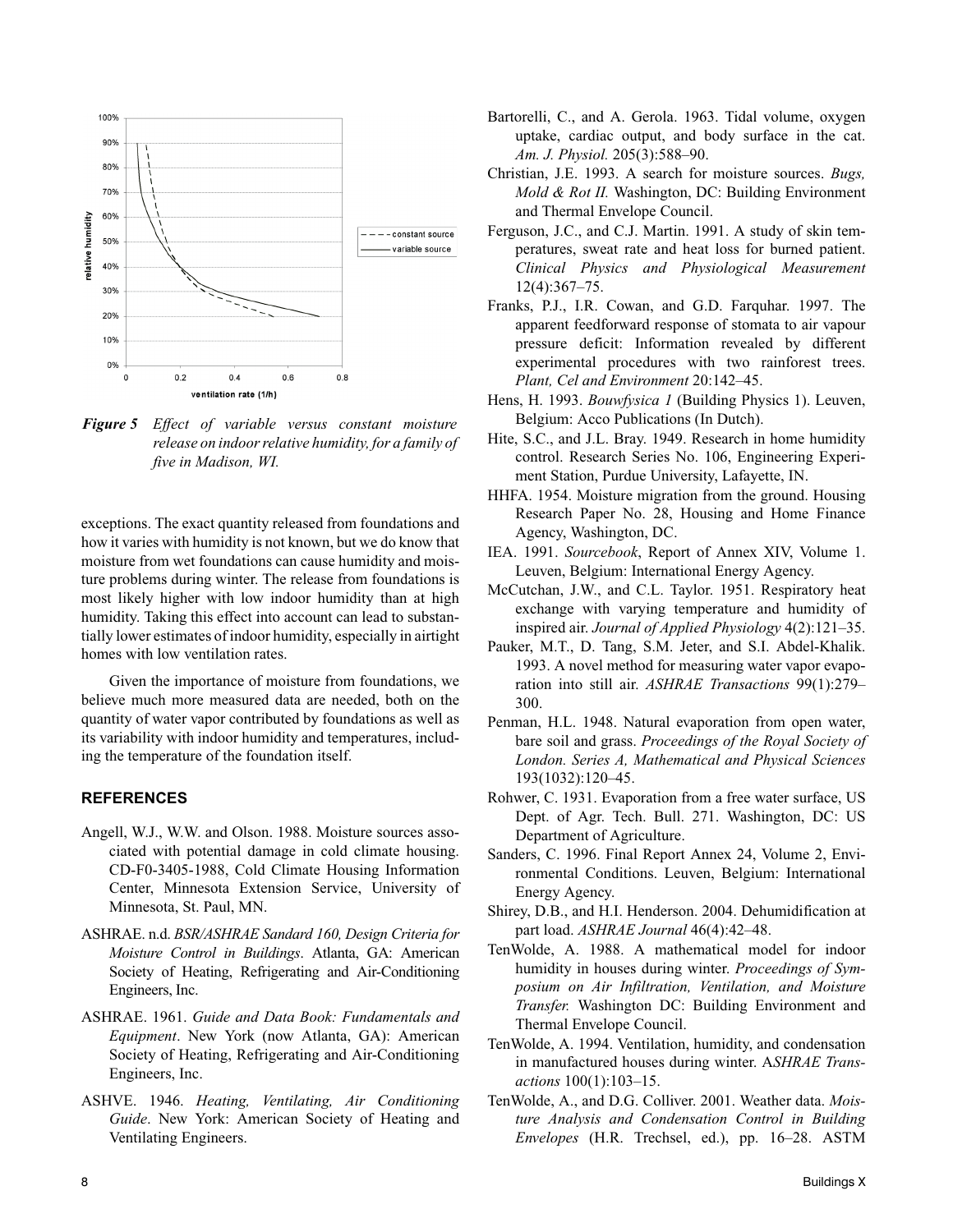*Figure 5 Effect of variable versus constant moisture release on indoor relative humidity, for a family of five in Madison, WI.*

exceptions. The exact quantity released from foundations and how it varies with humidity is not known, but we do know that moisture from wet foundations can cause humidity and moisture problems during winter. The release from foundations is most likely higher with low indoor humidity than at high humidity. Taking this effect into account can lead to substantially lower estimates of indoor humidity, especially in airtight homes with low ventilation rates.

Given the importance of moisture from foundations, we believe much more measured data are needed, both on the quantity of water vapor contributed by foundations as well as its variability with indoor humidity and temperatures, including the temperature of the foundation itself.

## REFERENCES

Angell, W.J., W.W. and Olson. 1988. Moisture sources associated with potential damage in cold climate housing. CD-F0-3405-1988, Cold Climate Housing Information Center, Minnesota Extension Service, University of Minnesota, St. Paul, MN.

ASHRAE. n.d. *BSR/ASHRAE Sandard 160, Design Criteria for Moisture Control in Buildings*. Atlanta, GA: American Society of Heating, Refrigerating and Air-Conditioning Engineers, Inc.

ASHRAE. 1961. *Guide and Data Book: Fundamentals and Equipment*. New York (now Atlanta, GA): American Society of Heating, Refrigerating and Air-Conditioning Engineers, Inc.

ASHVE. 1946. *Heating, Ventilating, Air Conditioning Guide*. New York: American Society of Heating and Ventilating Engineers.

Bartorelli, C., and A. Gerola. 1963. Tidal volume, oxygen uptake, cardiac output, and body surface in the cat. *Am. J. Physiol.* 205(3):588–90.

Christian, J.E. 1993. A search for moisture sources. *Bugs, Mold & Rot II.* Washington, DC: Building Environment and Thermal Envelope Council.

Ferguson, J.C., and C.J. Martin. 1991. A study of skin temperatures, sweat rate and heat loss for burned patient. *Clinical Physics and Physiological Measurement* 12(4):367–75.

Franks, P.J., I.R. Cowan, and G.D. Farquhar. 1997. The apparent feedforward response of stomata to air vapour pressure deficit: Information revealed by different experimental procedures with two rainforest trees. *Plant, Cel and Environment* 20:142–45.

Hens, H. 1993. *Bouwfysica 1* (Building Physics 1). Leuven, Belgium: Acco Publications (In Dutch).

Hite, S.C., and J.L. Bray. 1949. Research in home humidity control. Research Series No. 106, Engineering Experiment Station, Purdue University, Lafayette, IN.

HHFA. 1954. Moisture migration from the ground. Housing Research Paper No. 28, Housing and Home Finance Agency, Washington, DC.

IEA. 1991. *Sourcebook*, Report of Annex XIV, Volume 1. Leuven, Belgium: International Energy Agency.

McCutchan, J.W., and C.L. Taylor. 1951. Respiratory heat exchange with varying temperature and humidity of inspired air. *Journal of Applied Physiology* 4(2):121–35.

Pauker, M.T., D. Tang, S.M. Jeter, and S.I. Abdel-Khalik. 1993. A novel method for measuring water vapor evaporation into still air. *ASHRAE Transactions* 99(1):279–300.

Penman, H.L. 1948. Natural evaporation from open water, bare soil and grass. *Proceedings of the Royal Society of London. Series A, Mathematical and Physical Sciences* 193(1032):120–45.

Rohwer, C. 1931. Evaporation from a free water surface, US Dept. of Agr. Tech. Bull. 271. Washington, DC: US Department of Agriculture.

Sanders, C. 1996. Final Report Annex 24, Volume 2, Environmental Conditions. Leuven, Belgium: International Energy Agency.

Shirey, D.B., and H.I. Henderson. 2004. Dehumidification at part load. *ASHRAE Journal* 46(4):42–48.

TenWolde, A. 1988. A mathematical model for indoor humidity in houses during winter. *Proceedings of Symposium on Air Infiltration, Ventilation, and Moisture Transfer.* Washington DC: Building Environment and Thermal Envelope Council.

TenWolde, A. 1994. Ventilation, humidity, and condensation in manufactured houses during winter. *ASHRAE Transactions* 100(1):103–15.

TenWolde, A., and D.G. Colliver. 2001. Weather data. *Moisture Analysis and Condensation Control in Building Envelopes* (H.R. Trechsel, ed.), pp. 16–28. ASTM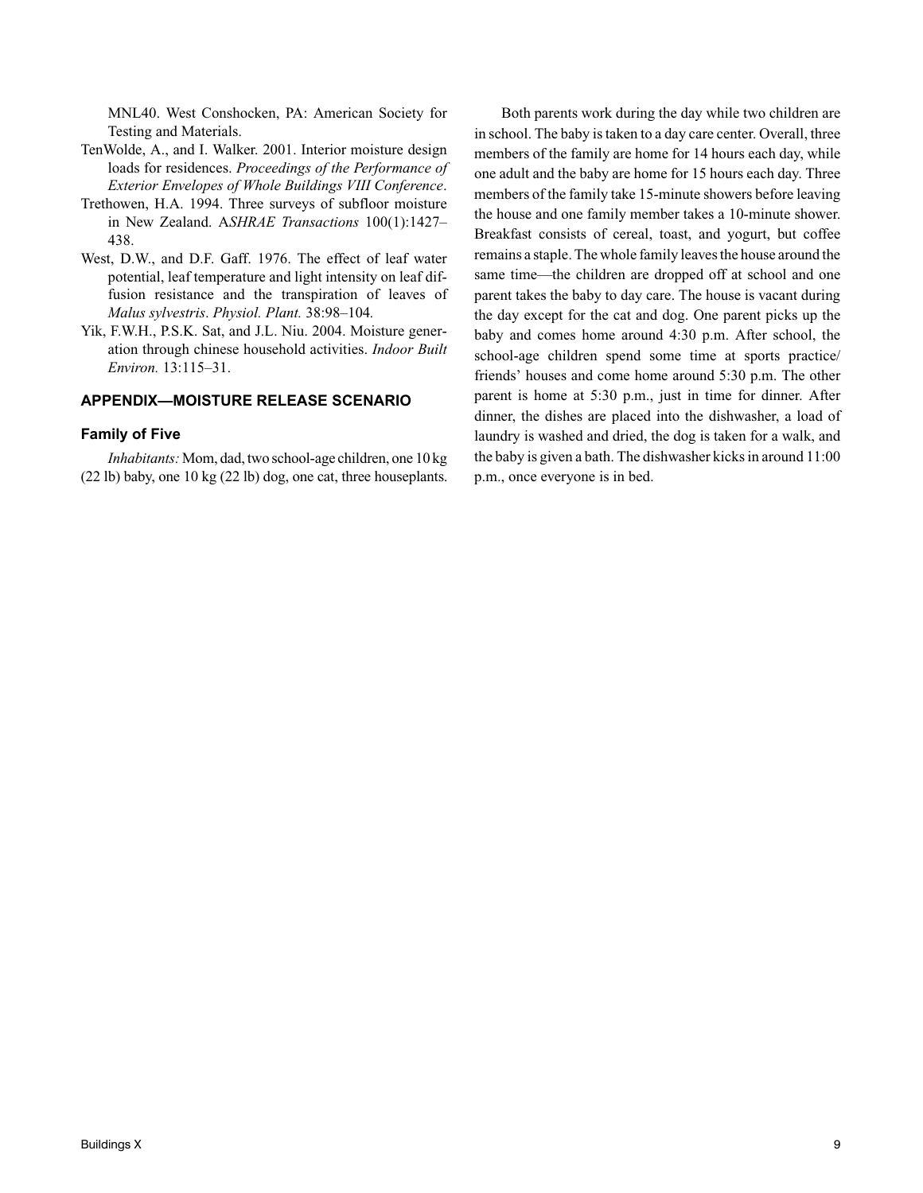MNL40. West Conshocken, PA: American Society for Testing and Materials.

TenWolde, A., and I. Walker. 2001. Interior moisture design loads for residences. *Proceedings of the Performance of Exterior Envelopes of Whole Buildings VIII Conference*.

Trethowen, H.A. 1994. Three surveys of subfloor moisture in New Zealand. A*SHRAE Transactions* 100(1):1427–438.

West, D.W., and D.F. Gaff. 1976. The effect of leaf water potential, leaf temperature and light intensity on leaf diffusion resistance and the transpiration of leaves of *Malus sylvestris*. *Physiol. Plant.* 38:98–104*.*

Yik, F.W.H., P.S.K. Sat, and J.L. Niu. 2004. Moisture generation through chinese household activities. *Indoor Built Environ.* 13:115–31.

## APPENDIX—MOISTURE RELEASE SCENARIO

### Family of Five

*Inhabitants:* Mom, dad, two school-age children, one 10 kg (22 lb) baby, one 10 kg (22 lb) dog, one cat, three houseplants.

Both parents work during the day while two children are in school. The baby is taken to a day care center. Overall, three members of the family are home for 14 hours each day, while one adult and the baby are home for 15 hours each day. Three members of the family take 15-minute showers before leaving the house and one family member takes a 10-minute shower. Breakfast consists of cereal, toast, and yogurt, but coffee remains a staple. The whole family leaves the house around the same time—the children are dropped off at school and one parent takes the baby to day care. The house is vacant during the day except for the cat and dog. One parent picks up the baby and comes home around 4:30 p.m. After school, the school-age children spend some time at sports practice/ friends' houses and come home around 5:30 p.m. The other parent is home at 5:30 p.m., just in time for dinner. After dinner, the dishes are placed into the dishwasher, a load of laundry is washed and dried, the dog is taken for a walk, and the baby is given a bath. The dishwasher kicks in around 11:00 p.m., once everyone is in bed.